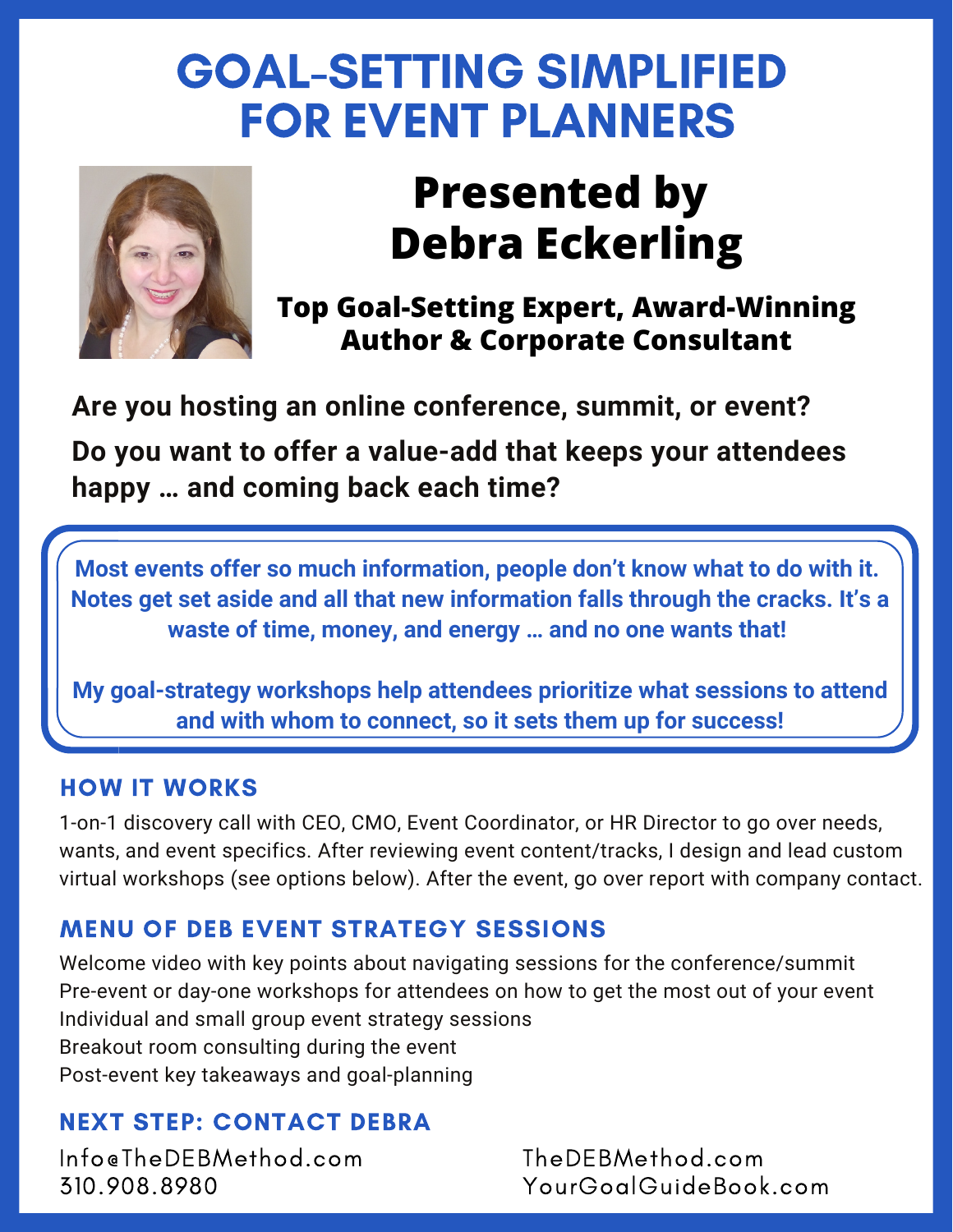# GOAL-SETTING SIMPLIFIED FOR EVENT PLANNERS

## Presented by Debra Eckerling

**Top Goal-Setting Expert, Award-Winning Author & Corporate Consultant**

**Are you hosting an online conference, summit, or event?**

**Do you want to offer a value-add that keeps your attendees happy … and coming back each time?**

**Most events offer so much information, people don't know what to do with it. Notes get set aside and all that new information falls through the cracks. It's a waste of time, money, and energy … and no one wants that!**

**My goal-strategy workshops help attendees prioritize what sessions to attend and with whom to connect, so it sets them up for success!**

### HOW IT WORKS

1-on-1 discovery call with CEO, CMO, Event Coordinator, or HR Director to go over needs, wants, and event specifics. After reviewing event content/tracks, I design and lead custom virtual workshops (see options below). After the event, go over report with company contact.

### MENU OF DEB EVENT STRATEGY SESSIONS

Welcome video with key points about navigating sessions for the conference/summit
Pre-event or day-one workshops for attendees on how to get the most out of your event
Individual and small group event strategy sessions
Breakout room consulting during the event
Post-event key takeaways and goal-planning

### NEXT STEP: CONTACT DEBRA

Info@TheDEBMethod.com
310.908.8980

TheDEBMethod.com
YourGoalGuideBook.com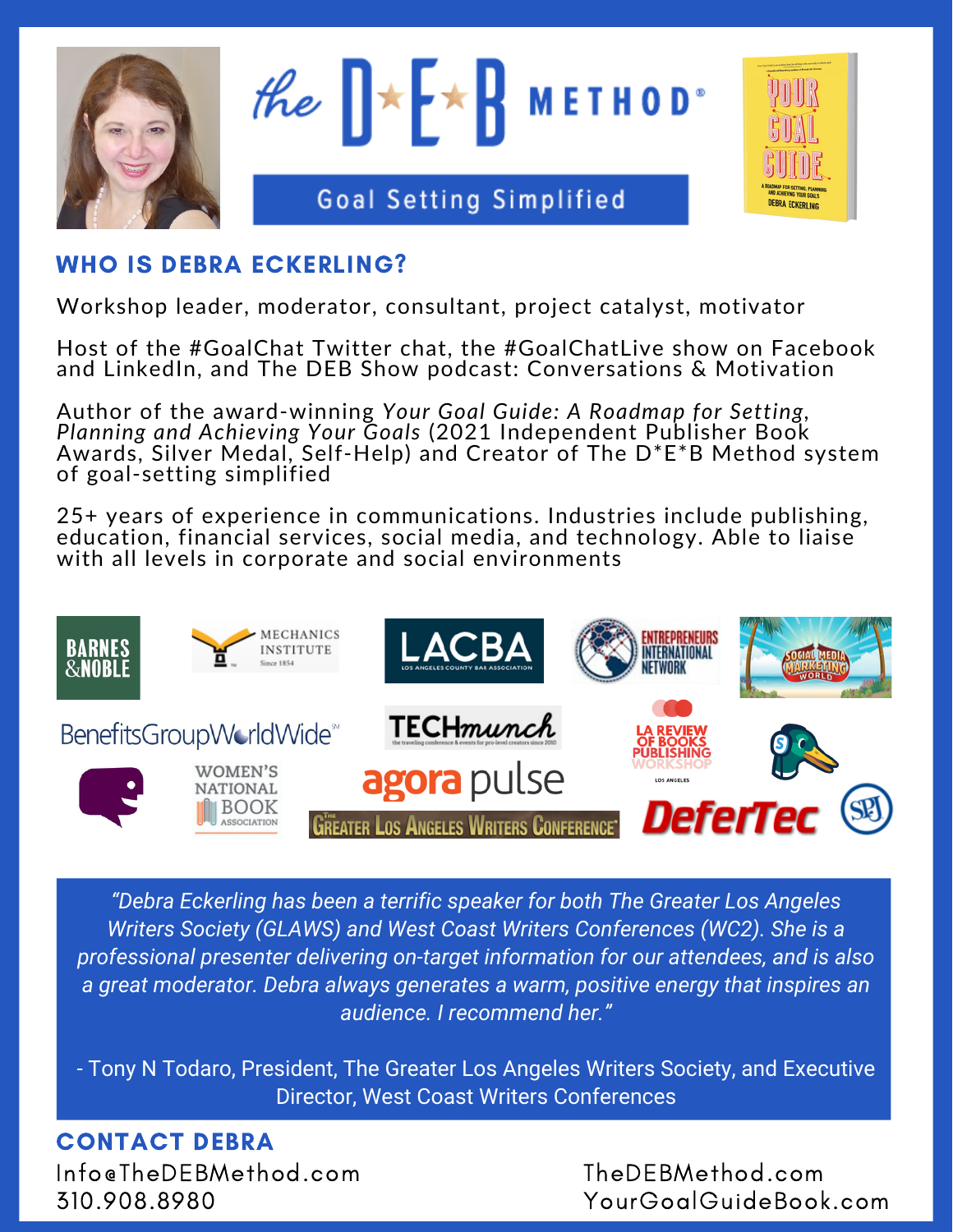# the D*E*B METHOD®

Goal Setting Simplified

## WHO IS DEBRA ECKERLING?

Workshop leader, moderator, consultant, project catalyst, motivator

Host of the #GoalChat Twitter chat, the #GoalChatLive show on Facebook and LinkedIn, and The DEB Show podcast: Conversations & Motivation

Author of the award-winning *Your Goal Guide: A Roadmap for Setting, Planning and Achieving Your Goals* (2021 Independent Publisher Book Awards, Silver Medal, Self-Help) and Creator of The D*E*B Method system of goal-setting simplified

25+ years of experience in communications. Industries include publishing, education, financial services, social media, and technology. Able to liaise with all levels in corporate and social environments

BARNES & NOBLE · MECHANICS INSTITUTE Since 1854 · LACBA LOS ANGELES COUNTY BAR ASSOCIATION · ENTREPRENEURS INTERNATIONAL NETWORK · SOCIAL MEDIA MARKETING WORLD · BenefitsGroupWorldWide · TECHmunch · LA REVIEW OF BOOKS PUBLISHING WORKSHOP LOS ANGELES · WOMEN'S NATIONAL BOOK ASSOCIATION · agora pulse · THE GREATER LOS ANGELES WRITERS CONFERENCE · DeferTec · SPJ

*"Debra Eckerling has been a terrific speaker for both The Greater Los Angeles Writers Society (GLAWS) and West Coast Writers Conferences (WC2). She is a professional presenter delivering on-target information for our attendees, and is also a great moderator. Debra always generates a warm, positive energy that inspires an audience. I recommend her."*

- Tony N Todaro, President, The Greater Los Angeles Writers Society, and Executive Director, West Coast Writers Conferences

## CONTACT DEBRA

Info@TheDEBMethod.com
310.908.8980

TheDEBMethod.com
YourGoalGuideBook.com